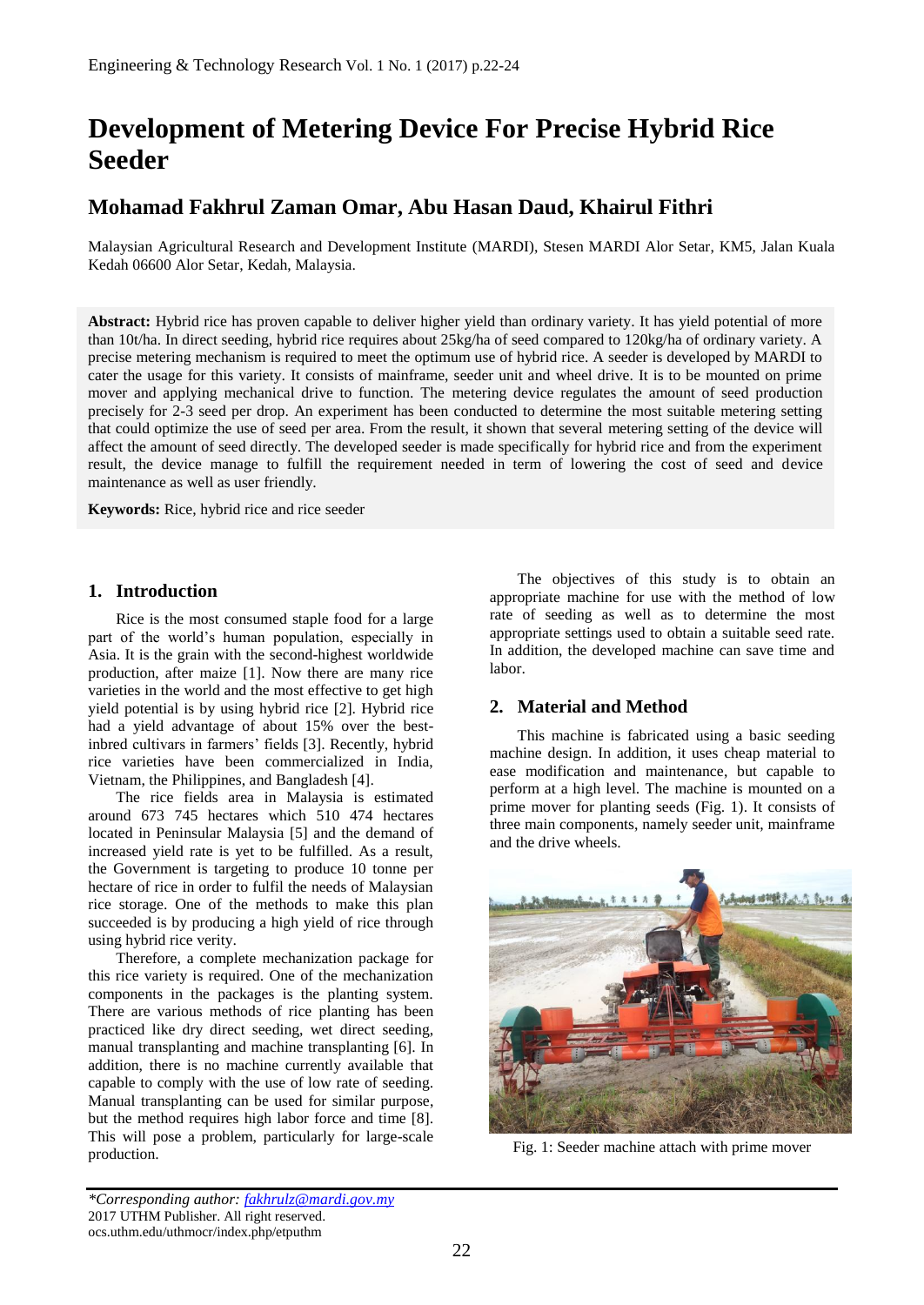# Development of Metering Device For Precise Hybrid Rice Seeder

## Mohamad Fakhrul Zaman Omar, Abu Hasan Daud, Khairul Fithri

Malaysian Agricultural Research and Development Institute (MARDI), Stesen MARDI Alor Setar, KM5, Jalan Kuala Kedah 06600 Alor Setar, Kedah, Malaysia.

**Abstract:** Hybrid rice has proven capable to deliver higher yield than ordinary variety. It has yield potential of more than 10t/ha. In direct seeding, hybrid rice requires about 25kg/ha of seed compared to 120kg/ha of ordinary variety. A precise metering mechanism is required to meet the optimum use of hybrid rice. A seeder is developed by MARDI to cater the usage for this variety. It consists of mainframe, seeder unit and wheel drive. It is to be mounted on prime mover and applying mechanical drive to function. The metering device regulates the amount of seed production precisely for 2-3 seed per drop. An experiment has been conducted to determine the most suitable metering setting that could optimize the use of seed per area. From the result, it shown that several metering setting of the device will affect the amount of seed directly. The developed seeder is made specifically for hybrid rice and from the experiment result, the device manage to fulfill the requirement needed in term of lowering the cost of seed and device maintenance as well as user friendly.

**Keywords:** Rice, hybrid rice and rice seeder

## 1. Introduction

Rice is the most consumed staple food for a large part of the world's human population, especially in Asia. It is the grain with the second-highest worldwide production, after maize [1]. Now there are many rice varieties in the world and the most effective to get high yield potential is by using hybrid rice [2]. Hybrid rice had a yield advantage of about 15% over the best-inbred cultivars in farmers' fields [3]. Recently, hybrid rice varieties have been commercialized in India, Vietnam, the Philippines, and Bangladesh [4].

The rice fields area in Malaysia is estimated around 673 745 hectares which 510 474 hectares located in Peninsular Malaysia [5] and the demand of increased yield rate is yet to be fulfilled. As a result, the Government is targeting to produce 10 tonne per hectare of rice in order to fulfil the needs of Malaysian rice storage. One of the methods to make this plan succeeded is by producing a high yield of rice through using hybrid rice verity.

Therefore, a complete mechanization package for this rice variety is required. One of the mechanization components in the packages is the planting system. There are various methods of rice planting has been practiced like dry direct seeding, wet direct seeding, manual transplanting and machine transplanting [6]. In addition, there is no machine currently available that capable to comply with the use of low rate of seeding. Manual transplanting can be used for similar purpose, but the method requires high labor force and time [8]. This will pose a problem, particularly for large-scale production.

The objectives of this study is to obtain an appropriate machine for use with the method of low rate of seeding as well as to determine the most appropriate settings used to obtain a suitable seed rate. In addition, the developed machine can save time and labor.

## 2. Material and Method

This machine is fabricated using a basic seeding machine design. In addition, it uses cheap material to ease modification and maintenance, but capable to perform at a high level. The machine is mounted on a prime mover for planting seeds (Fig. 1). It consists of three main components, namely seeder unit, mainframe and the drive wheels.

Fig. 1: Seeder machine attach with prime mover

*\*Corresponding author: fakhrulz@mardi.gov.my*
2017 UTHM Publisher. All right reserved.
ocs.uthm.edu.uthmocr/index.php/etputhm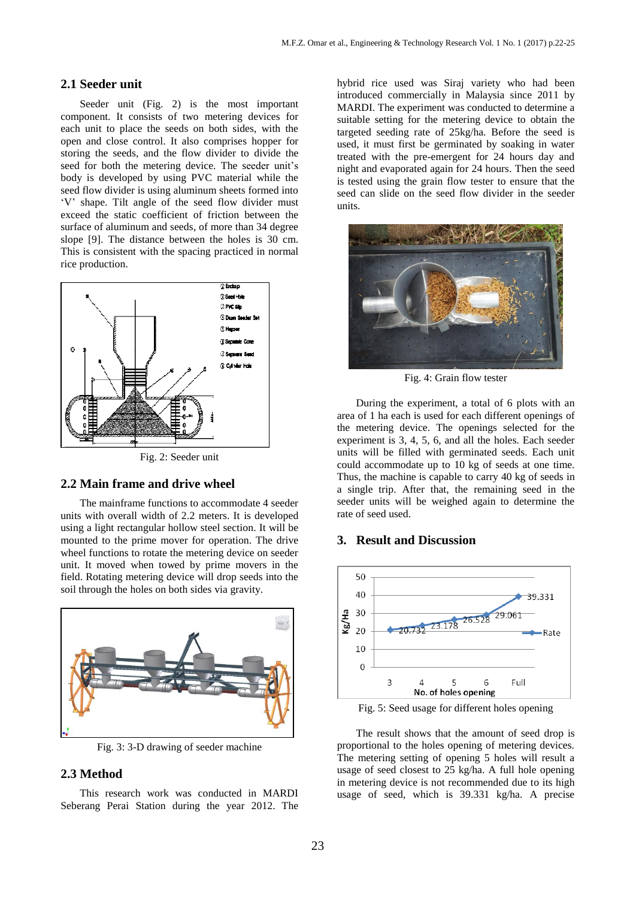### 2.1 Seeder unit

Seeder unit (Fig. 2) is the most important component. It consists of two metering devices for each unit to place the seeds on both sides, with the open and close control. It also comprises hopper for storing the seeds, and the flow divider to divide the seed for both the metering device. The seeder unit's body is developed by using PVC material while the seed flow divider is using aluminum sheets formed into 'V' shape. Tilt angle of the seed flow divider must exceed the static coefficient of friction between the surface of aluminum and seeds, of more than 34 degree slope [9]. The distance between the holes is 30 cm. This is consistent with the spacing practiced in normal rice production.

Fig. 2: Seeder unit

### 2.2 Main frame and drive wheel

The mainframe functions to accommodate 4 seeder units with overall width of 2.2 meters. It is developed using a light rectangular hollow steel section. It will be mounted to the prime mover for operation. The drive wheel functions to rotate the metering device on seeder unit. It moved when towed by prime movers in the field. Rotating metering device will drop seeds into the soil through the holes on both sides via gravity.

Fig. 3: 3-D drawing of seeder machine

### 2.3 Method

This research work was conducted in MARDI Seberang Perai Station during the year 2012. The hybrid rice used was Siraj variety who had been introduced commercially in Malaysia since 2011 by MARDI. The experiment was conducted to determine a suitable setting for the metering device to obtain the targeted seeding rate of 25kg/ha. Before the seed is used, it must first be germinated by soaking in water treated with the pre-emergent for 24 hours day and night and evaporated again for 24 hours. Then the seed is tested using the grain flow tester to ensure that the seed can slide on the seed flow divider in the seeder units.

Fig. 4: Grain flow tester

During the experiment, a total of 6 plots with an area of 1 ha each is used for each different openings of the metering device. The openings selected for the experiment is 3, 4, 5, 6, and all the holes. Each seeder units will be filled with germinated seeds. Each unit could accommodate up to 10 kg of seeds at one time. Thus, the machine is capable to carry 40 kg of seeds in a single trip. After that, the remaining seed in the seeder units will be weighed again to determine the rate of seed used.

## 3. Result and Discussion

Fig. 5: Seed usage for different holes opening

The result shows that the amount of seed drop is proportional to the holes opening of metering devices. The metering setting of opening 5 holes will result a usage of seed closest to 25 kg/ha. A full hole opening in metering device is not recommended due to its high usage of seed, which is 39.331 kg/ha. A precise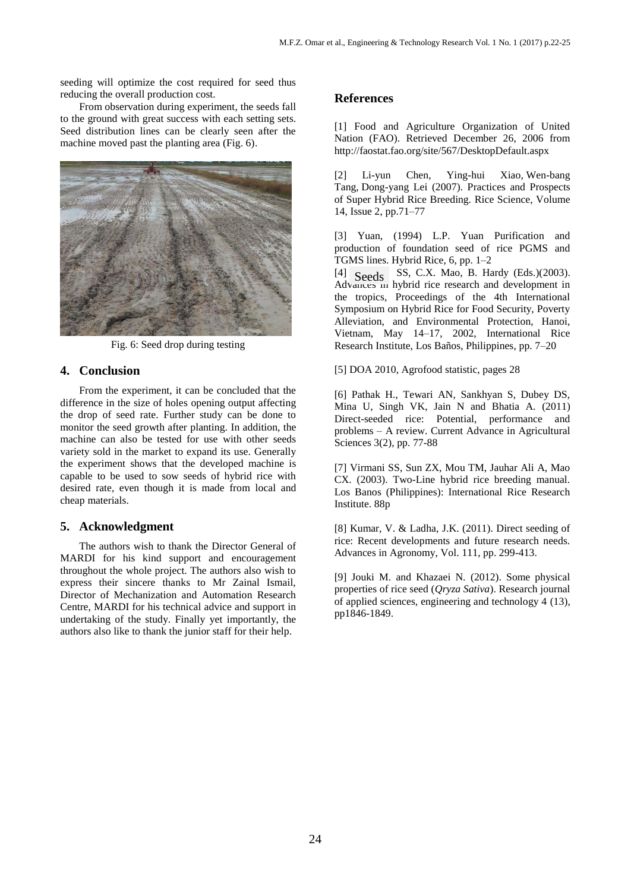seeding will optimize the cost required for seed thus reducing the overall production cost.

From observation during experiment, the seeds fall to the ground with great success with each setting sets. Seed distribution lines can be clearly seen after the machine moved past the planting area (Fig. 6).

Fig. 6: Seed drop during testing

## 4. Conclusion

From the experiment, it can be concluded that the difference in the size of holes opening output affecting the drop of seed rate. Further study can be done to monitor the seed growth after planting. In addition, the machine can also be tested for use with other seeds variety sold in the market to expand its use. Generally the experiment shows that the developed machine is capable to be used to sow seeds of hybrid rice with desired rate, even though it is made from local and cheap materials.

## 5. Acknowledgment

The authors wish to thank the Director General of MARDI for his kind support and encouragement throughout the whole project. The authors also wish to express their sincere thanks to Mr Zainal Ismail, Director of Mechanization and Automation Research Centre, MARDI for his technical advice and support in undertaking of the study. Finally yet importantly, the authors also like to thank the junior staff for their help.

## References

[1] Food and Agriculture Organization of United Nation (FAO). Retrieved December 26, 2006 from http://faostat.fao.org/site/567/DesktopDefault.aspx

[2] Li-yun Chen, Ying-hui Xiao, Wen-bang Tang, Dong-yang Lei (2007). Practices and Prospects of Super Hybrid Rice Breeding. Rice Science, Volume 14, Issue 2, pp.71–77

[3] Yuan, (1994) L.P. Yuan Purification and production of foundation seed of rice PGMS and TGMS lines. Hybrid Rice, 6, pp. 1–2

[4] Seeds SS, C.X. Mao, B. Hardy (Eds.)(2003). Advances in hybrid rice research and development in the tropics, Proceedings of the 4th International Symposium on Hybrid Rice for Food Security, Poverty Alleviation, and Environmental Protection, Hanoi, Vietnam, May 14–17, 2002, International Rice Research Institute, Los Baños, Philippines, pp. 7–20

[5] DOA 2010, Agrofood statistic, pages 28

[6] Pathak H., Tewari AN, Sankhyan S, Dubey DS, Mina U, Singh VK, Jain N and Bhatia A. (2011) Direct-seeded rice: Potential, performance and problems – A review. Current Advance in Agricultural Sciences 3(2), pp. 77-88

[7] Virmani SS, Sun ZX, Mou TM, Jauhar Ali A, Mao CX. (2003). Two-Line hybrid rice breeding manual. Los Banos (Philippines): International Rice Research Institute. 88p

[8] Kumar, V. & Ladha, J.K. (2011). Direct seeding of rice: Recent developments and future research needs. Advances in Agronomy, Vol. 111, pp. 299-413.

[9] Jouki M. and Khazaei N. (2012). Some physical properties of rice seed (*Qryza Sativa*). Research journal of applied sciences, engineering and technology 4 (13), pp1846-1849.